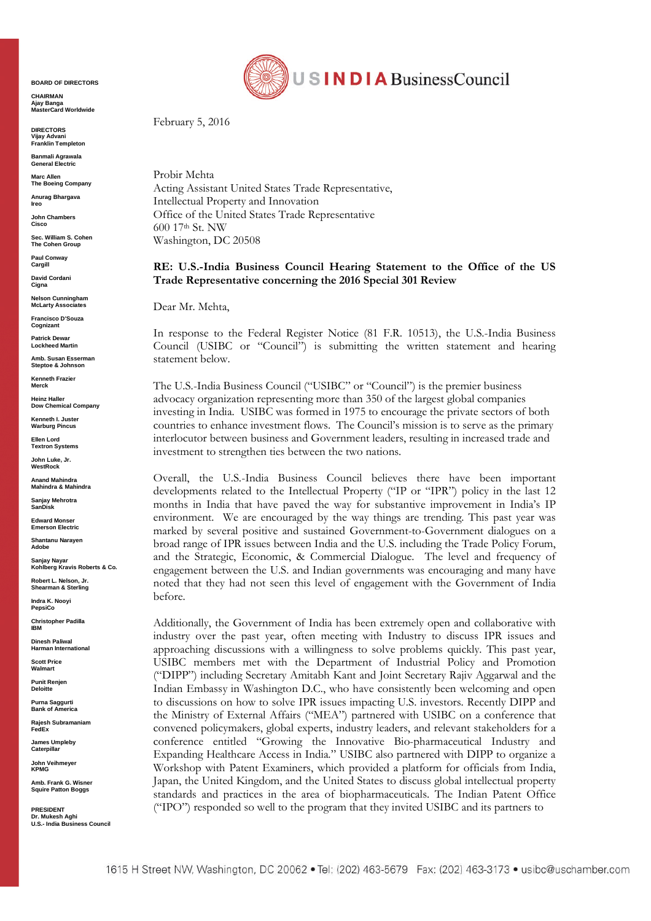BOARD OF DIRECTORS

CHAIRMAN
Ajay Banga
MasterCard Worldwide

DIRECTORS
Vijay Advani
Franklin Templeton

Banmali Agrawala
General Electric

Marc Allen
The Boeing Company

Anurag Bhargava
Ireo

John Chambers
Cisco

Sec. William S. Cohen
The Cohen Group

Paul Conway
Cargill

David Cordani
Cigna

Nelson Cunningham
McLarty Associates

Francisco D'Souza
Cognizant

Patrick Dewar
Lockheed Martin

Amb. Susan Esserman
Steptoe & Johnson

Kenneth Frazier
Merck

Heinz Haller
Dow Chemical Company

Kenneth I. Juster
Warburg Pincus

Ellen Lord
Textron Systems

John Luke, Jr.
WestRock

Anand Mahindra
Mahindra & Mahindra

Sanjay Mehrotra
SanDisk

Edward Monser
Emerson Electric

Shantanu Narayen
Adobe

Sanjay Nayar
Kohlberg Kravis Roberts & Co.

Robert L. Nelson, Jr.
Shearman & Sterling

Indra K. Nooyi
PepsiCo

Christopher Padilla
IBM

Dinesh Paliwal
Harman International

Scott Price
Walmart

Punit Renjen
Deloitte

Purna Saggurti
Bank of America

Rajesh Subramaniam
FedEx

James Umpleby
Caterpillar

John Veihmeyer
KPMG

Amb. Frank G. Wisner
Squire Patton Boggs

PRESIDENT
Dr. Mukesh Aghi
U.S.- India Business Council

USINDIA BusinessCouncil

February 5, 2016

Probir Mehta
Acting Assistant United States Trade Representative,
Intellectual Property and Innovation
Office of the United States Trade Representative
600 17th St. NW
Washington, DC 20508

**RE: U.S.-India Business Council Hearing Statement to the Office of the US Trade Representative concerning the 2016 Special 301 Review**

Dear Mr. Mehta,

In response to the Federal Register Notice (81 F.R. 10513), the U.S.-India Business Council (USIBC or "Council") is submitting the written statement and hearing statement below.

The U.S.-India Business Council ("USIBC" or "Council") is the premier business advocacy organization representing more than 350 of the largest global companies investing in India. USIBC was formed in 1975 to encourage the private sectors of both countries to enhance investment flows. The Council's mission is to serve as the primary interlocutor between business and Government leaders, resulting in increased trade and investment to strengthen ties between the two nations.

Overall, the U.S.-India Business Council believes there have been important developments related to the Intellectual Property ("IP or "IPR") policy in the last 12 months in India that have paved the way for substantive improvement in India's IP environment. We are encouraged by the way things are trending. This past year was marked by several positive and sustained Government-to-Government dialogues on a broad range of IPR issues between India and the U.S. including the Trade Policy Forum, and the Strategic, Economic, & Commercial Dialogue. The level and frequency of engagement between the U.S. and Indian governments was encouraging and many have noted that they had not seen this level of engagement with the Government of India before.

Additionally, the Government of India has been extremely open and collaborative with industry over the past year, often meeting with Industry to discuss IPR issues and approaching discussions with a willingness to solve problems quickly. This past year, USIBC members met with the Department of Industrial Policy and Promotion ("DIPP") including Secretary Amitabh Kant and Joint Secretary Rajiv Aggarwal and the Indian Embassy in Washington D.C., who have consistently been welcoming and open to discussions on how to solve IPR issues impacting U.S. investors. Recently DIPP and the Ministry of External Affairs ("MEA") partnered with USIBC on a conference that convened policymakers, global experts, industry leaders, and relevant stakeholders for a conference entitled "Growing the Innovative Bio-pharmaceutical Industry and Expanding Healthcare Access in India." USIBC also partnered with DIPP to organize a Workshop with Patent Examiners, which provided a platform for officials from India, Japan, the United Kingdom, and the United States to discuss global intellectual property standards and practices in the area of biopharmaceuticals. The Indian Patent Office ("IPO") responded so well to the program that they invited USIBC and its partners to

1615 H Street NW, Washington, DC 20062 • Tel: (202) 463-5679 Fax: (202) 463-3173 • usibc@uschamber.com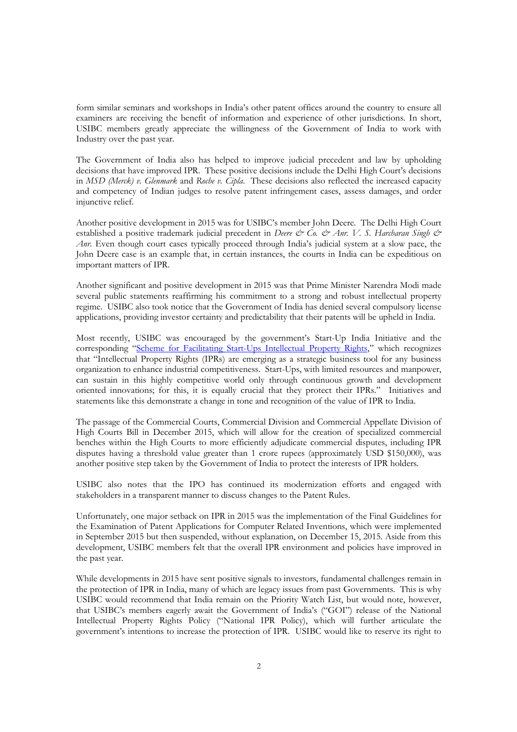form similar seminars and workshops in India's other patent offices around the country to ensure all examiners are receiving the benefit of information and experience of other jurisdictions. In short, USIBC members greatly appreciate the willingness of the Government of India to work with Industry over the past year.

The Government of India also has helped to improve judicial precedent and law by upholding decisions that have improved IPR. These positive decisions include the Delhi High Court's decisions in *MSD (Merck) v. Glenmark* and *Roche v. Cipla*. These decisions also reflected the increased capacity and competency of Indian judges to resolve patent infringement cases, assess damages, and order injunctive relief.

Another positive development in 2015 was for USIBC's member John Deere. The Delhi High Court established a positive trademark judicial precedent in *Deere & Co. & Anr. V. S. Harcharan Singh & Anr*. Even though court cases typically proceed through India's judicial system at a slow pace, the John Deere case is an example that, in certain instances, the courts in India can be expeditious on important matters of IPR.

Another significant and positive development in 2015 was that Prime Minister Narendra Modi made several public statements reaffirming his commitment to a strong and robust intellectual property regime. USIBC also took notice that the Government of India has denied several compulsory license applications, providing investor certainty and predictability that their patents will be upheld in India.

Most recently, USIBC was encouraged by the government's Start-Up India Initiative and the corresponding "Scheme for Facilitating Start-Ups Intellectual Property Rights," which recognizes that "Intellectual Property Rights (IPRs) are emerging as a strategic business tool for any business organization to enhance industrial competitiveness. Start-Ups, with limited resources and manpower, can sustain in this highly competitive world only through continuous growth and development oriented innovations; for this, it is equally crucial that they protect their IPRs." Initiatives and statements like this demonstrate a change in tone and recognition of the value of IPR to India.

The passage of the Commercial Courts, Commercial Division and Commercial Appellate Division of High Courts Bill in December 2015, which will allow for the creation of specialized commercial benches within the High Courts to more efficiently adjudicate commercial disputes, including IPR disputes having a threshold value greater than 1 crore rupees (approximately USD $150,000), was another positive step taken by the Government of India to protect the interests of IPR holders.

USIBC also notes that the IPO has continued its modernization efforts and engaged with stakeholders in a transparent manner to discuss changes to the Patent Rules.

Unfortunately, one major setback on IPR in 2015 was the implementation of the Final Guidelines for the Examination of Patent Applications for Computer Related Inventions, which were implemented in September 2015 but then suspended, without explanation, on December 15, 2015. Aside from this development, USIBC members felt that the overall IPR environment and policies have improved in the past year.

While developments in 2015 have sent positive signals to investors, fundamental challenges remain in the protection of IPR in India, many of which are legacy issues from past Governments. This is why USIBC would recommend that India remain on the Priority Watch List, but would note, however, that USIBC's members eagerly await the Government of India's ("GOI") release of the National Intellectual Property Rights Policy ("National IPR Policy), which will further articulate the government's intentions to increase the protection of IPR. USIBC would like to reserve its right to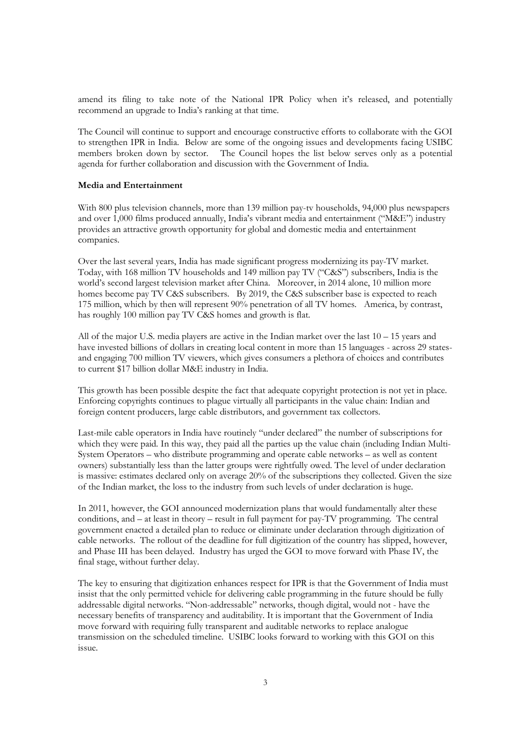amend its filing to take note of the National IPR Policy when it's released, and potentially recommend an upgrade to India's ranking at that time.

The Council will continue to support and encourage constructive efforts to collaborate with the GOI to strengthen IPR in India. Below are some of the ongoing issues and developments facing USIBC members broken down by sector. The Council hopes the list below serves only as a potential agenda for further collaboration and discussion with the Government of India.

**Media and Entertainment**

With 800 plus television channels, more than 139 million pay-tv households, 94,000 plus newspapers and over 1,000 films produced annually, India's vibrant media and entertainment ("M&E") industry provides an attractive growth opportunity for global and domestic media and entertainment companies.

Over the last several years, India has made significant progress modernizing its pay-TV market. Today, with 168 million TV households and 149 million pay TV ("C&S") subscribers, India is the world's second largest television market after China. Moreover, in 2014 alone, 10 million more homes become pay TV C&S subscribers. By 2019, the C&S subscriber base is expected to reach 175 million, which by then will represent 90% penetration of all TV homes. America, by contrast, has roughly 100 million pay TV C&S homes and growth is flat.

All of the major U.S. media players are active in the Indian market over the last 10 – 15 years and have invested billions of dollars in creating local content in more than 15 languages - across 29 states- and engaging 700 million TV viewers, which gives consumers a plethora of choices and contributes to current $17 billion dollar M&E industry in India.

This growth has been possible despite the fact that adequate copyright protection is not yet in place. Enforcing copyrights continues to plague virtually all participants in the value chain: Indian and foreign content producers, large cable distributors, and government tax collectors.

Last-mile cable operators in India have routinely "under declared" the number of subscriptions for which they were paid. In this way, they paid all the parties up the value chain (including Indian Multi-System Operators – who distribute programming and operate cable networks – as well as content owners) substantially less than the latter groups were rightfully owed. The level of under declaration is massive: estimates declared only on average 20% of the subscriptions they collected. Given the size of the Indian market, the loss to the industry from such levels of under declaration is huge.

In 2011, however, the GOI announced modernization plans that would fundamentally alter these conditions, and – at least in theory – result in full payment for pay-TV programming. The central government enacted a detailed plan to reduce or eliminate under declaration through digitization of cable networks. The rollout of the deadline for full digitization of the country has slipped, however, and Phase III has been delayed. Industry has urged the GOI to move forward with Phase IV, the final stage, without further delay.

The key to ensuring that digitization enhances respect for IPR is that the Government of India must insist that the only permitted vehicle for delivering cable programming in the future should be fully addressable digital networks. "Non-addressable" networks, though digital, would not - have the necessary benefits of transparency and auditability. It is important that the Government of India move forward with requiring fully transparent and auditable networks to replace analogue transmission on the scheduled timeline. USIBC looks forward to working with this GOI on this issue.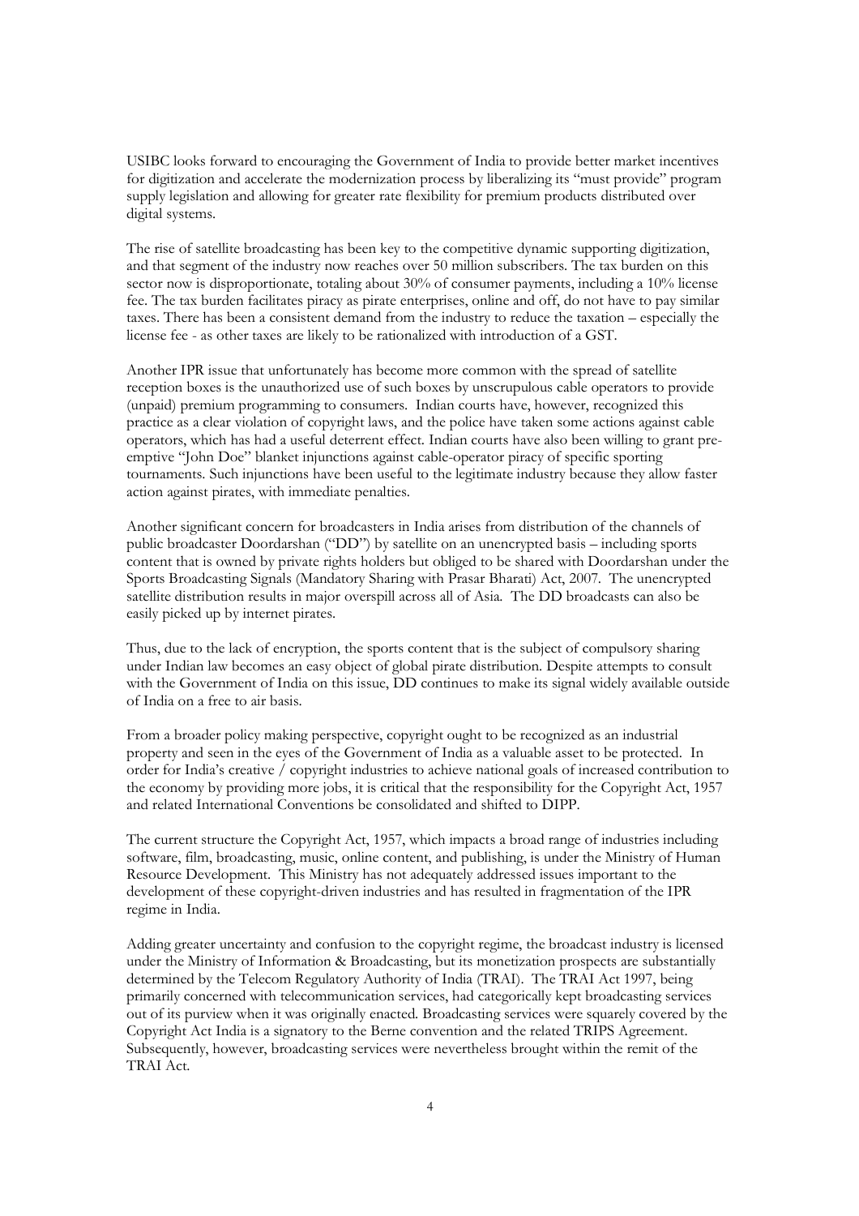USIBC looks forward to encouraging the Government of India to provide better market incentives for digitization and accelerate the modernization process by liberalizing its "must provide" program supply legislation and allowing for greater rate flexibility for premium products distributed over digital systems.

The rise of satellite broadcasting has been key to the competitive dynamic supporting digitization, and that segment of the industry now reaches over 50 million subscribers. The tax burden on this sector now is disproportionate, totaling about 30% of consumer payments, including a 10% license fee. The tax burden facilitates piracy as pirate enterprises, online and off, do not have to pay similar taxes. There has been a consistent demand from the industry to reduce the taxation – especially the license fee - as other taxes are likely to be rationalized with introduction of a GST.

Another IPR issue that unfortunately has become more common with the spread of satellite reception boxes is the unauthorized use of such boxes by unscrupulous cable operators to provide (unpaid) premium programming to consumers. Indian courts have, however, recognized this practice as a clear violation of copyright laws, and the police have taken some actions against cable operators, which has had a useful deterrent effect. Indian courts have also been willing to grant pre-emptive "John Doe" blanket injunctions against cable-operator piracy of specific sporting tournaments. Such injunctions have been useful to the legitimate industry because they allow faster action against pirates, with immediate penalties.

Another significant concern for broadcasters in India arises from distribution of the channels of public broadcaster Doordarshan ("DD") by satellite on an unencrypted basis – including sports content that is owned by private rights holders but obliged to be shared with Doordarshan under the Sports Broadcasting Signals (Mandatory Sharing with Prasar Bharati) Act, 2007. The unencrypted satellite distribution results in major overspill across all of Asia. The DD broadcasts can also be easily picked up by internet pirates.

Thus, due to the lack of encryption, the sports content that is the subject of compulsory sharing under Indian law becomes an easy object of global pirate distribution. Despite attempts to consult with the Government of India on this issue, DD continues to make its signal widely available outside of India on a free to air basis.

From a broader policy making perspective, copyright ought to be recognized as an industrial property and seen in the eyes of the Government of India as a valuable asset to be protected. In order for India's creative / copyright industries to achieve national goals of increased contribution to the economy by providing more jobs, it is critical that the responsibility for the Copyright Act, 1957 and related International Conventions be consolidated and shifted to DIPP.

The current structure the Copyright Act, 1957, which impacts a broad range of industries including software, film, broadcasting, music, online content, and publishing, is under the Ministry of Human Resource Development. This Ministry has not adequately addressed issues important to the development of these copyright-driven industries and has resulted in fragmentation of the IPR regime in India.

Adding greater uncertainty and confusion to the copyright regime, the broadcast industry is licensed under the Ministry of Information & Broadcasting, but its monetization prospects are substantially determined by the Telecom Regulatory Authority of India (TRAI). The TRAI Act 1997, being primarily concerned with telecommunication services, had categorically kept broadcasting services out of its purview when it was originally enacted. Broadcasting services were squarely covered by the Copyright Act India is a signatory to the Berne convention and the related TRIPS Agreement. Subsequently, however, broadcasting services were nevertheless brought within the remit of the TRAI Act.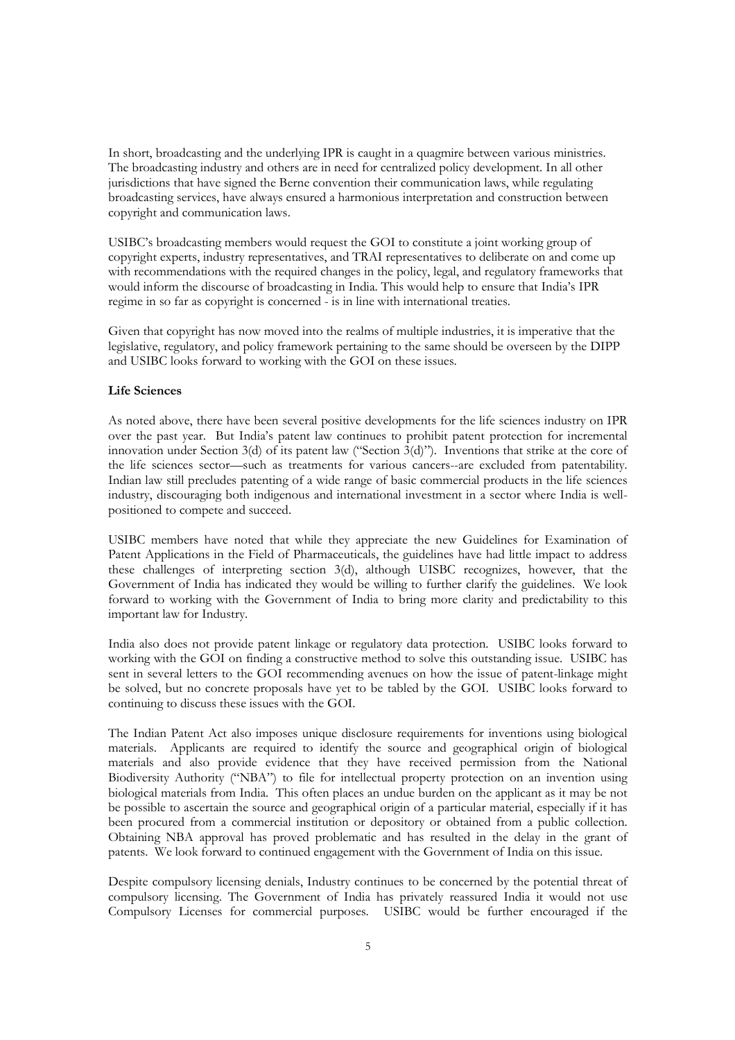In short, broadcasting and the underlying IPR is caught in a quagmire between various ministries. The broadcasting industry and others are in need for centralized policy development. In all other jurisdictions that have signed the Berne convention their communication laws, while regulating broadcasting services, have always ensured a harmonious interpretation and construction between copyright and communication laws.

USIBC's broadcasting members would request the GOI to constitute a joint working group of copyright experts, industry representatives, and TRAI representatives to deliberate on and come up with recommendations with the required changes in the policy, legal, and regulatory frameworks that would inform the discourse of broadcasting in India. This would help to ensure that India's IPR regime in so far as copyright is concerned - is in line with international treaties.

Given that copyright has now moved into the realms of multiple industries, it is imperative that the legislative, regulatory, and policy framework pertaining to the same should be overseen by the DIPP and USIBC looks forward to working with the GOI on these issues.

**Life Sciences**

As noted above, there have been several positive developments for the life sciences industry on IPR over the past year. But India's patent law continues to prohibit patent protection for incremental innovation under Section 3(d) of its patent law ("Section 3(d)"). Inventions that strike at the core of the life sciences sector—such as treatments for various cancers--are excluded from patentability. Indian law still precludes patenting of a wide range of basic commercial products in the life sciences industry, discouraging both indigenous and international investment in a sector where India is well-positioned to compete and succeed.

USIBC members have noted that while they appreciate the new Guidelines for Examination of Patent Applications in the Field of Pharmaceuticals, the guidelines have had little impact to address these challenges of interpreting section 3(d), although UISBC recognizes, however, that the Government of India has indicated they would be willing to further clarify the guidelines. We look forward to working with the Government of India to bring more clarity and predictability to this important law for Industry.

India also does not provide patent linkage or regulatory data protection. USIBC looks forward to working with the GOI on finding a constructive method to solve this outstanding issue. USIBC has sent in several letters to the GOI recommending avenues on how the issue of patent-linkage might be solved, but no concrete proposals have yet to be tabled by the GOI. USIBC looks forward to continuing to discuss these issues with the GOI.

The Indian Patent Act also imposes unique disclosure requirements for inventions using biological materials. Applicants are required to identify the source and geographical origin of biological materials and also provide evidence that they have received permission from the National Biodiversity Authority ("NBA") to file for intellectual property protection on an invention using biological materials from India. This often places an undue burden on the applicant as it may be not be possible to ascertain the source and geographical origin of a particular material, especially if it has been procured from a commercial institution or depository or obtained from a public collection. Obtaining NBA approval has proved problematic and has resulted in the delay in the grant of patents. We look forward to continued engagement with the Government of India on this issue.

Despite compulsory licensing denials, Industry continues to be concerned by the potential threat of compulsory licensing. The Government of India has privately reassured India it would not use Compulsory Licenses for commercial purposes. USIBC would be further encouraged if the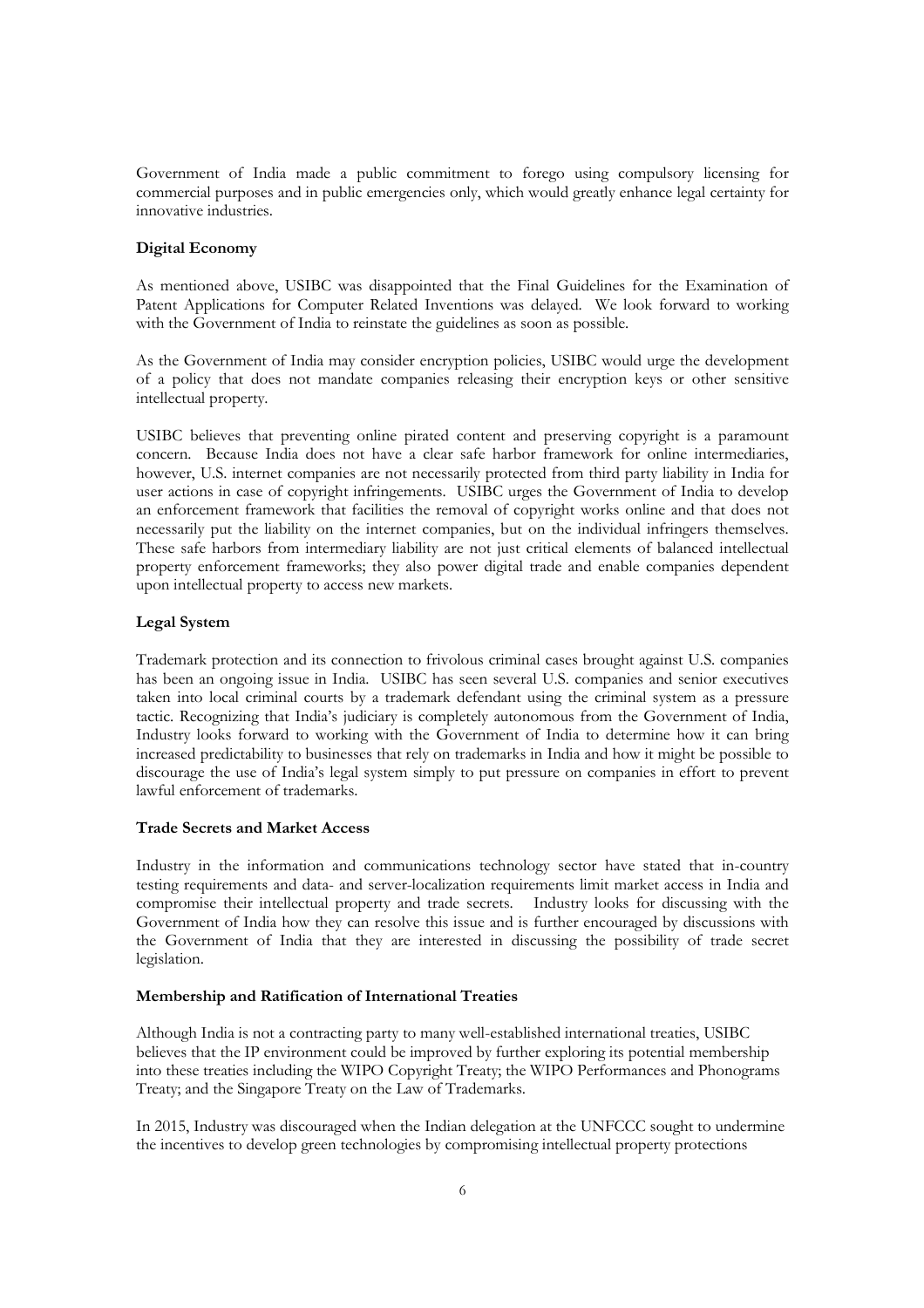Government of India made a public commitment to forego using compulsory licensing for commercial purposes and in public emergencies only, which would greatly enhance legal certainty for innovative industries.

**Digital Economy**

As mentioned above, USIBC was disappointed that the Final Guidelines for the Examination of Patent Applications for Computer Related Inventions was delayed. We look forward to working with the Government of India to reinstate the guidelines as soon as possible.

As the Government of India may consider encryption policies, USIBC would urge the development of a policy that does not mandate companies releasing their encryption keys or other sensitive intellectual property.

USIBC believes that preventing online pirated content and preserving copyright is a paramount concern. Because India does not have a clear safe harbor framework for online intermediaries, however, U.S. internet companies are not necessarily protected from third party liability in India for user actions in case of copyright infringements. USIBC urges the Government of India to develop an enforcement framework that facilities the removal of copyright works online and that does not necessarily put the liability on the internet companies, but on the individual infringers themselves. These safe harbors from intermediary liability are not just critical elements of balanced intellectual property enforcement frameworks; they also power digital trade and enable companies dependent upon intellectual property to access new markets.

**Legal System**

Trademark protection and its connection to frivolous criminal cases brought against U.S. companies has been an ongoing issue in India. USIBC has seen several U.S. companies and senior executives taken into local criminal courts by a trademark defendant using the criminal system as a pressure tactic. Recognizing that India's judiciary is completely autonomous from the Government of India, Industry looks forward to working with the Government of India to determine how it can bring increased predictability to businesses that rely on trademarks in India and how it might be possible to discourage the use of India's legal system simply to put pressure on companies in effort to prevent lawful enforcement of trademarks.

**Trade Secrets and Market Access**

Industry in the information and communications technology sector have stated that in-country testing requirements and data- and server-localization requirements limit market access in India and compromise their intellectual property and trade secrets. Industry looks for discussing with the Government of India how they can resolve this issue and is further encouraged by discussions with the Government of India that they are interested in discussing the possibility of trade secret legislation.

**Membership and Ratification of International Treaties**

Although India is not a contracting party to many well-established international treaties, USIBC believes that the IP environment could be improved by further exploring its potential membership into these treaties including the WIPO Copyright Treaty; the WIPO Performances and Phonograms Treaty; and the Singapore Treaty on the Law of Trademarks.

In 2015, Industry was discouraged when the Indian delegation at the UNFCCC sought to undermine the incentives to develop green technologies by compromising intellectual property protections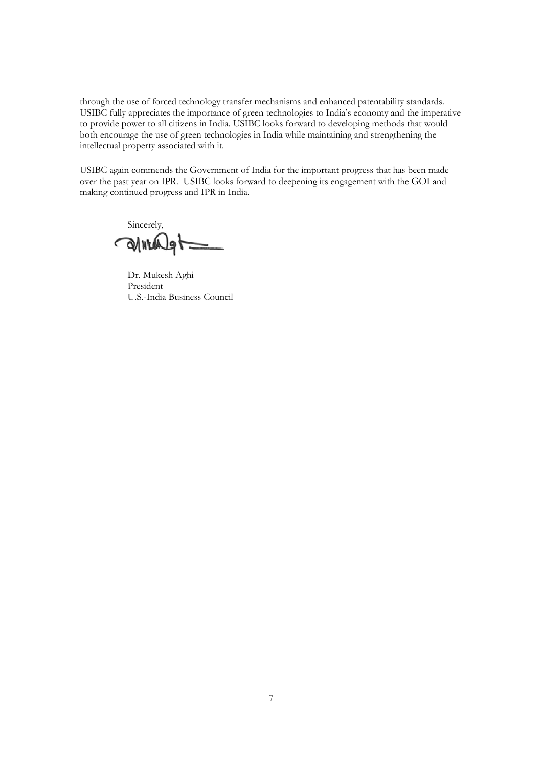through the use of forced technology transfer mechanisms and enhanced patentability standards. USIBC fully appreciates the importance of green technologies to India's economy and the imperative to provide power to all citizens in India. USIBC looks forward to developing methods that would both encourage the use of green technologies in India while maintaining and strengthening the intellectual property associated with it.

USIBC again commends the Government of India for the important progress that has been made over the past year on IPR. USIBC looks forward to deepening its engagement with the GOI and making continued progress and IPR in India.

Sincerely,

Dr. Mukesh Aghi
President
U.S.-India Business Council